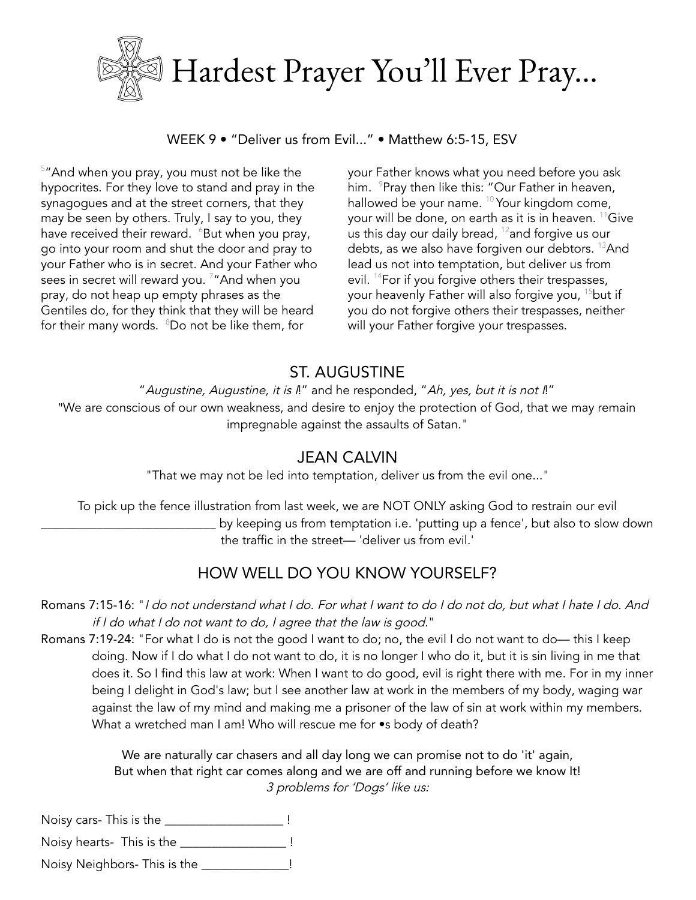# Hardest Prayer You'll Ever Pray...

WEEK 9 • "Deliver us from Evil..." • Matthew 6:5-15, ESV

[5]"And when you pray, you must not be like the hypocrites. For they love to stand and pray in the synagogues and at the street corners, that they may be seen by others. Truly, I say to you, they have received their reward. [6]But when you pray, go into your room and shut the door and pray to your Father who is in secret. And your Father who sees in secret will reward you. [7]"And when you pray, do not heap up empty phrases as the Gentiles do, for they think that they will be heard for their many words. [8]Do not be like them, for your Father knows what you need before you ask him. [9]Pray then like this: "Our Father in heaven, hallowed be your name. [10]Your kingdom come, your will be done, on earth as it is in heaven. [11]Give us this day our daily bread, [12]and forgive us our debts, as we also have forgiven our debtors. [13]And lead us not into temptation, but deliver us from evil. [14]For if you forgive others their trespasses, your heavenly Father will also forgive you, [15]but if you do not forgive others their trespasses, neither will your Father forgive your trespasses.

## ST. AUGUSTINE

"*Augustine, Augustine, it is I!*" and he responded, "*Ah, yes, but it is not I!*"

"We are conscious of our own weakness, and desire to enjoy the protection of God, that we may remain impregnable against the assaults of Satan."

## JEAN CALVIN

"That we may not be led into temptation, deliver us from the evil one..."

To pick up the fence illustration from last week, we are NOT ONLY asking God to restrain our evil ___________________________ by keeping us from temptation i.e. 'putting up a fence', but also to slow down the traffic in the street— 'deliver us from evil.'

## HOW WELL DO YOU KNOW YOURSELF?

Romans 7:15-16: "*I do not understand what I do. For what I want to do I do not do, but what I hate I do. And if I do what I do not want to do, I agree that the law is good.*"

Romans 7:19-24: "For what I do is not the good I want to do; no, the evil I do not want to do— this I keep doing. Now if I do what I do not want to do, it is no longer I who do it, but it is sin living in me that does it. So I find this law at work: When I want to do good, evil is right there with me. For in my inner being I delight in God's law; but I see another law at work in the members of my body, waging war against the law of my mind and making me a prisoner of the law of sin at work within my members. What a wretched man I am! Who will rescue me for •s body of death?

We are naturally car chasers and all day long we can promise not to do 'it' again,
But when that right car comes along and we are off and running before we know It!
*3 problems for 'Dogs' like us:*

Noisy cars- This is the __________________ !

Noisy hearts- This is the ________________ !

Noisy Neighbors- This is the _____________!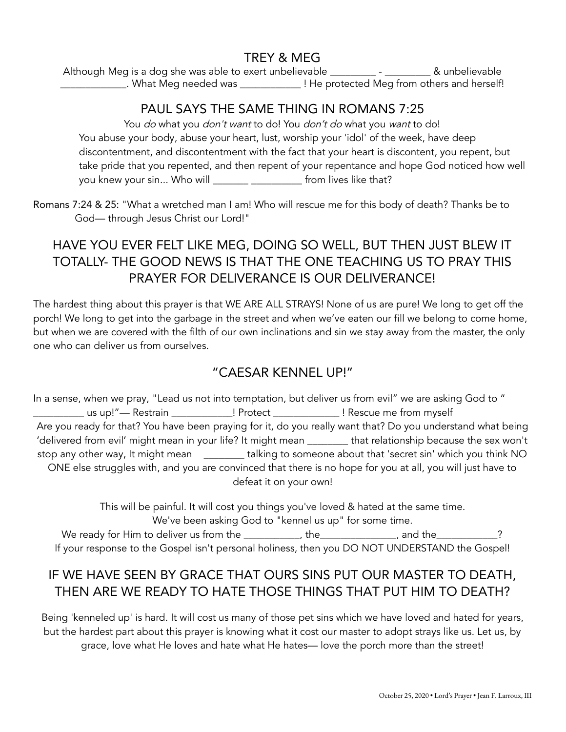## TREY & MEG

Although Meg is a dog she was able to exert unbelievable _________ - _________ & unbelievable _____________. What Meg needed was ____________ ! He protected Meg from others and herself!

## PAUL SAYS THE SAME THING IN ROMANS 7:25

You *do* what you *don't want* to do! You *don't do* what you *want* to do!

You abuse your body, abuse your heart, lust, worship your 'idol' of the week, have deep discontentment, and discontentment with the fact that your heart is discontent, you repent, but take pride that you repented, and then repent of your repentance and hope God noticed how well you knew your sin... Who will _______ __________ from lives like that?

Romans 7:24 & 25: "What a wretched man I am! Who will rescue me for this body of death? Thanks be to God— through Jesus Christ our Lord!"

## HAVE YOU EVER FELT LIKE MEG, DOING SO WELL, BUT THEN JUST BLEW IT TOTALLY- THE GOOD NEWS IS THAT THE ONE TEACHING US TO PRAY THIS PRAYER FOR DELIVERANCE IS OUR DELIVERANCE!

The hardest thing about this prayer is that WE ARE ALL STRAYS! None of us are pure! We long to get off the porch! We long to get into the garbage in the street and when we've eaten our fill we belong to come home, but when we are covered with the filth of our own inclinations and sin we stay away from the master, the only one who can deliver us from ourselves.

## "CAESAR KENNEL UP!"

In a sense, when we pray, "Lead us not into temptation, but deliver us from evil" we are asking God to " __________ us up!"— Restrain ____________! Protect _____________ ! Rescue me from myself

Are you ready for that? You have been praying for it, do you really want that? Do you understand what being 'delivered from evil' might mean in your life? It might mean ________ that relationship because the sex won't stop any other way, It might mean ________ talking to someone about that 'secret sin' which you think NO ONE else struggles with, and you are convinced that there is no hope for you at all, you will just have to defeat it on your own!

This will be painful. It will cost you things you've loved & hated at the same time.

We've been asking God to "kennel us up" for some time.

We ready for Him to deliver us from the ___________, the_______________, and the____________?

If your response to the Gospel isn't personal holiness, then you DO NOT UNDERSTAND the Gospel!

## IF WE HAVE SEEN BY GRACE THAT OURS SINS PUT OUR MASTER TO DEATH, THEN ARE WE READY TO HATE THOSE THINGS THAT PUT HIM TO DEATH?

Being 'kenneled up' is hard. It will cost us many of those pet sins which we have loved and hated for years, but the hardest part about this prayer is knowing what it cost our master to adopt strays like us. Let us, by grace, love what He loves and hate what He hates— love the porch more than the street!

October 25, 2020 • Lord's Prayer • Jean F. Larroux, III